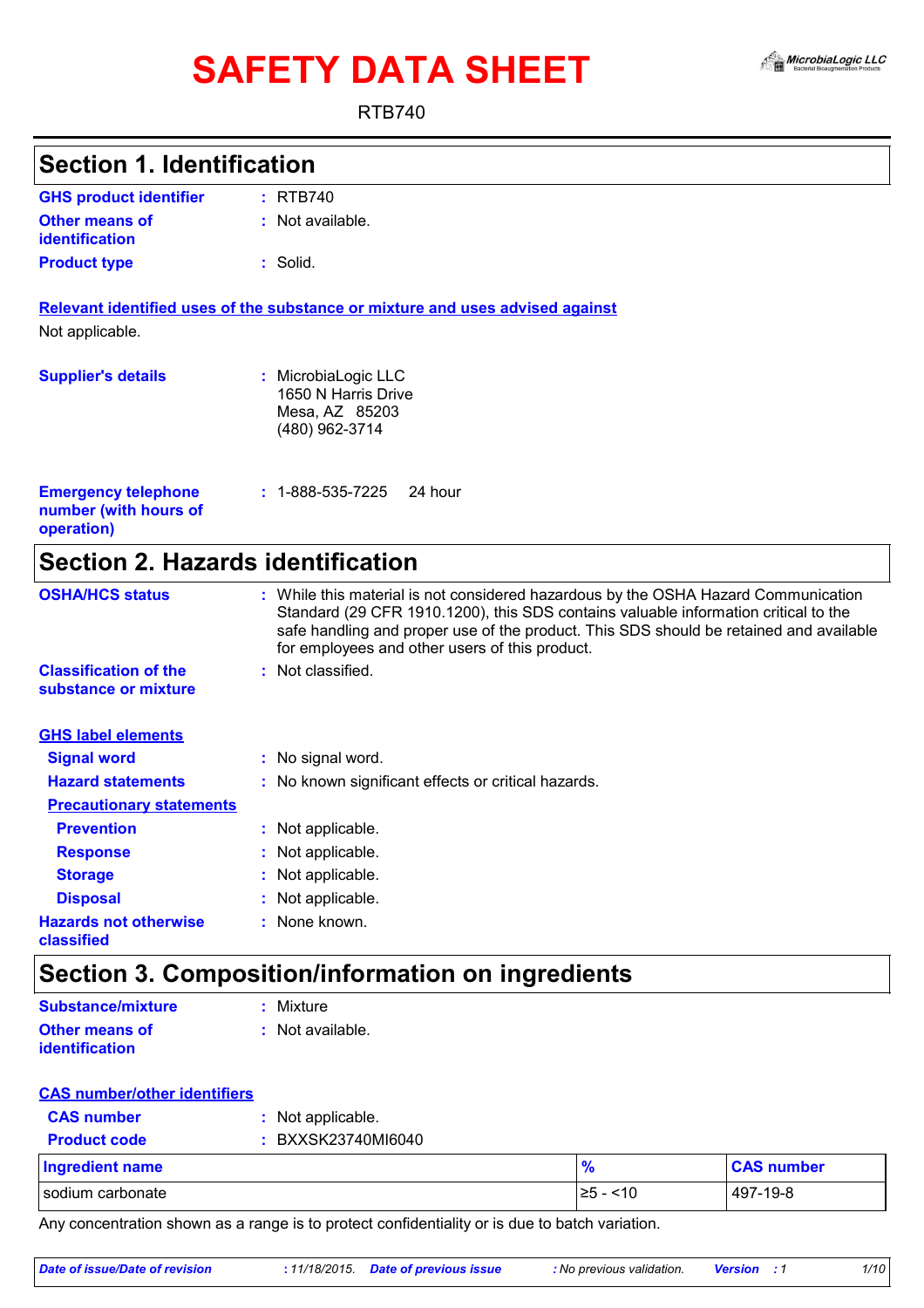# SAFETY DATA SHEET

RTB740

## Section 1. Identification

**GHS product identifier** : RTB740

**Other means of identification** : Not available.

**Product type** : Solid.

**Relevant identified uses of the substance or mixture and uses advised against**

Not applicable.

**Supplier's details** : MicrobiaLogic LLC
1650 N Harris Drive
Mesa, AZ 85203
(480) 962-3714

**Emergency telephone number (with hours of operation)** : 1-888-535-7225 24 hour

## Section 2. Hazards identification

**OSHA/HCS status** : While this material is not considered hazardous by the OSHA Hazard Communication Standard (29 CFR 1910.1200), this SDS contains valuable information critical to the safe handling and proper use of the product. This SDS should be retained and available for employees and other users of this product.

**Classification of the substance or mixture** : Not classified.

**GHS label elements**

**Signal word** : No signal word.

**Hazard statements** : No known significant effects or critical hazards.

**Precautionary statements**

**Prevention** : Not applicable.

**Response** : Not applicable.

**Storage** : Not applicable.

**Disposal** : Not applicable.

**Hazards not otherwise classified** : None known.

## Section 3. Composition/information on ingredients

**Substance/mixture** : Mixture

**Other means of identification** : Not available.

**CAS number/other identifiers**

**CAS number** : Not applicable.

**Product code** : BXXSK23740MI6040

| Ingredient name | % | CAS number |
|---|---|---|
| sodium carbonate | ≥5 - <10 | 497-19-8 |

Any concentration shown as a range is to protect confidentiality or is due to batch variation.

*Date of issue/Date of revision* : 11/18/2015. *Date of previous issue* : No previous validation. *Version* : 1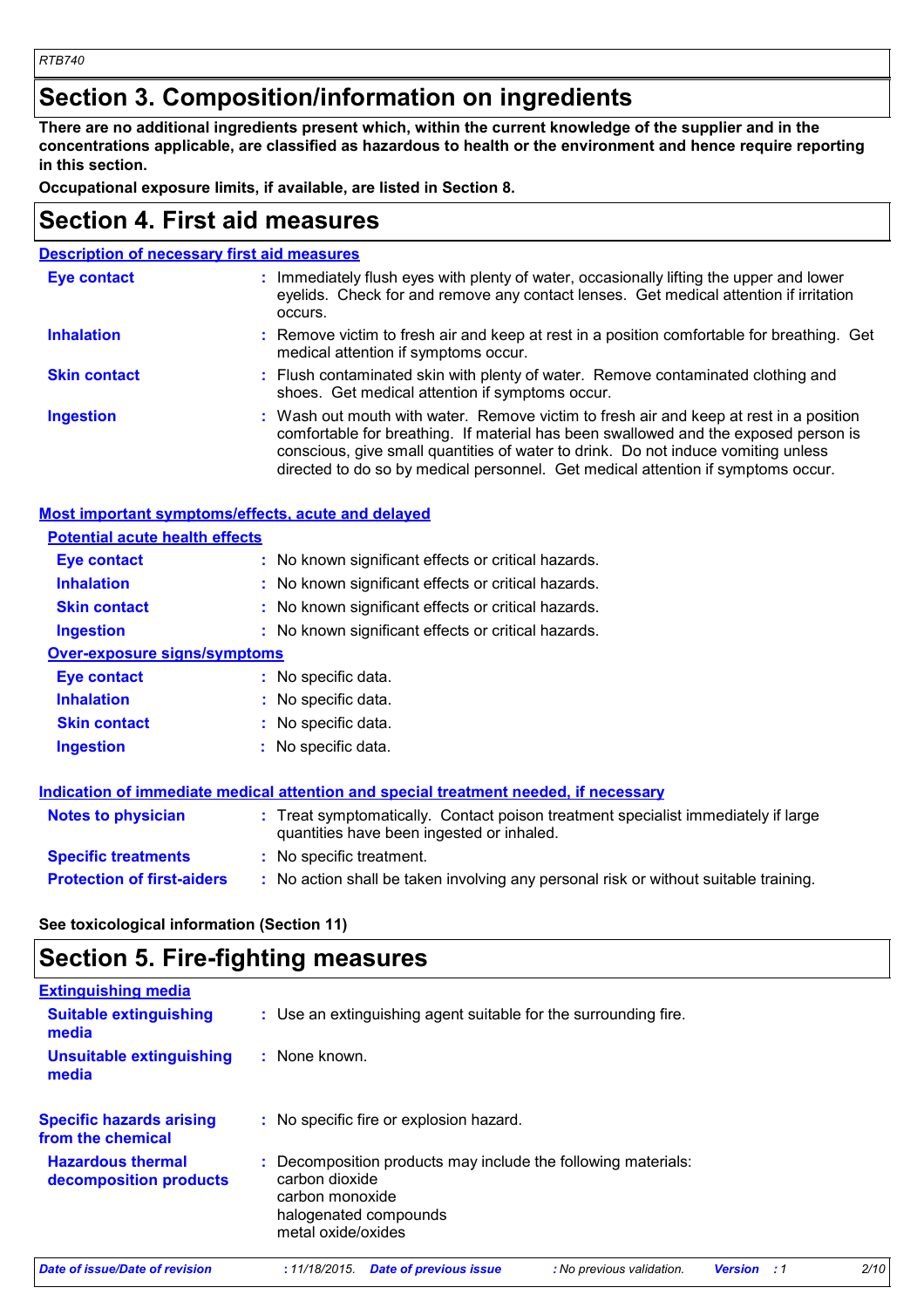## Section 3. Composition/information on ingredients

**There are no additional ingredients present which, within the current knowledge of the supplier and in the concentrations applicable, are classified as hazardous to health or the environment and hence require reporting in this section.**

**Occupational exposure limits, if available, are listed in Section 8.**

## Section 4. First aid measures

### Description of necessary first aid measures

| | |
|---|---|
| **Eye contact** | : Immediately flush eyes with plenty of water, occasionally lifting the upper and lower eyelids. Check for and remove any contact lenses. Get medical attention if irritation occurs. |
| **Inhalation** | : Remove victim to fresh air and keep at rest in a position comfortable for breathing. Get medical attention if symptoms occur. |
| **Skin contact** | : Flush contaminated skin with plenty of water. Remove contaminated clothing and shoes. Get medical attention if symptoms occur. |
| **Ingestion** | : Wash out mouth with water. Remove victim to fresh air and keep at rest in a position comfortable for breathing. If material has been swallowed and the exposed person is conscious, give small quantities of water to drink. Do not induce vomiting unless directed to do so by medical personnel. Get medical attention if symptoms occur. |

### Most important symptoms/effects, acute and delayed

**Potential acute health effects**

| | |
|---|---|
| **Eye contact** | : No known significant effects or critical hazards. |
| **Inhalation** | : No known significant effects or critical hazards. |
| **Skin contact** | : No known significant effects or critical hazards. |
| **Ingestion** | : No known significant effects or critical hazards. |

**Over-exposure signs/symptoms**

| | |
|---|---|
| **Eye contact** | : No specific data. |
| **Inhalation** | : No specific data. |
| **Skin contact** | : No specific data. |
| **Ingestion** | : No specific data. |

### Indication of immediate medical attention and special treatment needed, if necessary

| | |
|---|---|
| **Notes to physician** | : Treat symptomatically. Contact poison treatment specialist immediately if large quantities have been ingested or inhaled. |
| **Specific treatments** | : No specific treatment. |
| **Protection of first-aiders** | : No action shall be taken involving any personal risk or without suitable training. |

**See toxicological information (Section 11)**

## Section 5. Fire-fighting measures

### Extinguishing media

| | |
|---|---|
| **Suitable extinguishing media** | : Use an extinguishing agent suitable for the surrounding fire. |
| **Unsuitable extinguishing media** | : None known. |
| **Specific hazards arising from the chemical** | : No specific fire or explosion hazard. |
| **Hazardous thermal decomposition products** | : Decomposition products may include the following materials: carbon dioxide, carbon monoxide, halogenated compounds, metal oxide/oxides |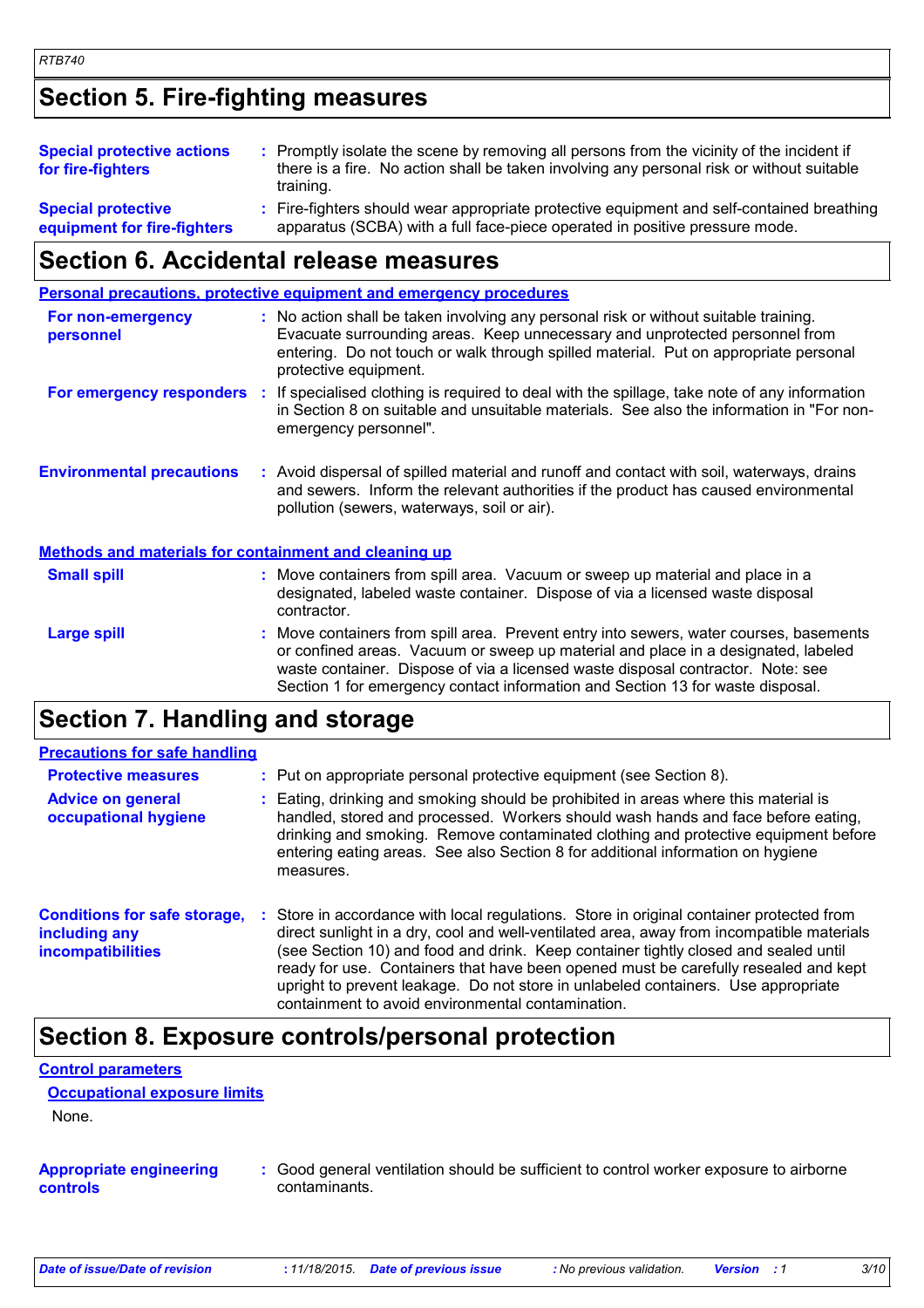## Section 5. Fire-fighting measures

**Special protective actions for fire-fighters** : Promptly isolate the scene by removing all persons from the vicinity of the incident if there is a fire. No action shall be taken involving any personal risk or without suitable training.

**Special protective equipment for fire-fighters** : Fire-fighters should wear appropriate protective equipment and self-contained breathing apparatus (SCBA) with a full face-piece operated in positive pressure mode.

## Section 6. Accidental release measures

### Personal precautions, protective equipment and emergency procedures

**For non-emergency personnel** : No action shall be taken involving any personal risk or without suitable training. Evacuate surrounding areas. Keep unnecessary and unprotected personnel from entering. Do not touch or walk through spilled material. Put on appropriate personal protective equipment.

**For emergency responders** : If specialised clothing is required to deal with the spillage, take note of any information in Section 8 on suitable and unsuitable materials. See also the information in "For non-emergency personnel".

**Environmental precautions** : Avoid dispersal of spilled material and runoff and contact with soil, waterways, drains and sewers. Inform the relevant authorities if the product has caused environmental pollution (sewers, waterways, soil or air).

### Methods and materials for containment and cleaning up

**Small spill** : Move containers from spill area. Vacuum or sweep up material and place in a designated, labeled waste container. Dispose of via a licensed waste disposal contractor.

**Large spill** : Move containers from spill area. Prevent entry into sewers, water courses, basements or confined areas. Vacuum or sweep up material and place in a designated, labeled waste container. Dispose of via a licensed waste disposal contractor. Note: see Section 1 for emergency contact information and Section 13 for waste disposal.

## Section 7. Handling and storage

### Precautions for safe handling

**Protective measures** : Put on appropriate personal protective equipment (see Section 8).

**Advice on general occupational hygiene** : Eating, drinking and smoking should be prohibited in areas where this material is handled, stored and processed. Workers should wash hands and face before eating, drinking and smoking. Remove contaminated clothing and protective equipment before entering eating areas. See also Section 8 for additional information on hygiene measures.

**Conditions for safe storage, including any incompatibilities** : Store in accordance with local regulations. Store in original container protected from direct sunlight in a dry, cool and well-ventilated area, away from incompatible materials (see Section 10) and food and drink. Keep container tightly closed and sealed until ready for use. Containers that have been opened must be carefully resealed and kept upright to prevent leakage. Do not store in unlabeled containers. Use appropriate containment to avoid environmental contamination.

## Section 8. Exposure controls/personal protection

### Control parameters

#### Occupational exposure limits

None.

**Appropriate engineering controls** : Good general ventilation should be sufficient to control worker exposure to airborne contaminants.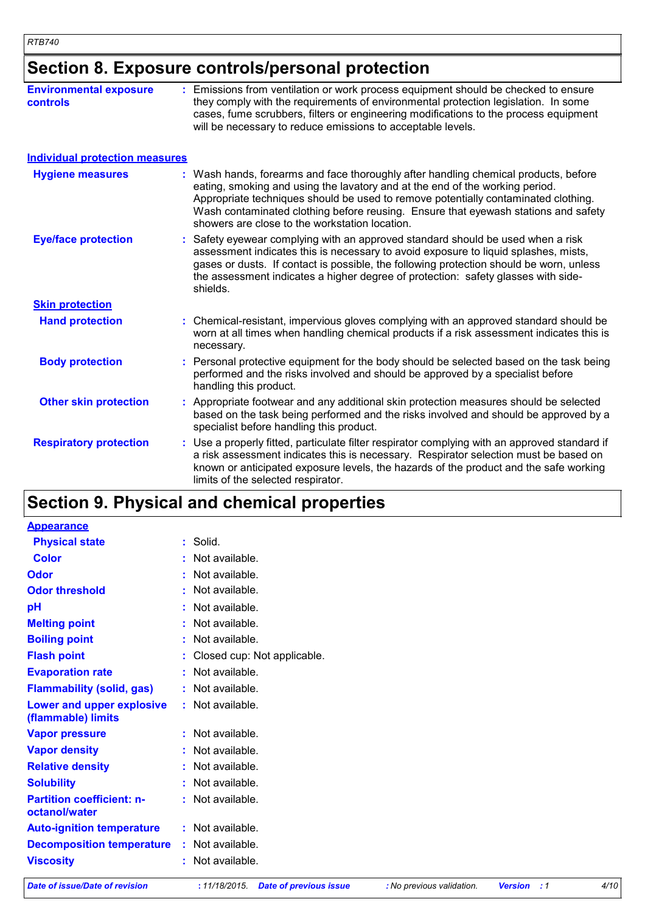## Section 8. Exposure controls/personal protection

**Environmental exposure controls** : Emissions from ventilation or work process equipment should be checked to ensure they comply with the requirements of environmental protection legislation. In some cases, fume scrubbers, filters or engineering modifications to the process equipment will be necessary to reduce emissions to acceptable levels.

### Individual protection measures

**Hygiene measures** : Wash hands, forearms and face thoroughly after handling chemical products, before eating, smoking and using the lavatory and at the end of the working period. Appropriate techniques should be used to remove potentially contaminated clothing. Wash contaminated clothing before reusing. Ensure that eyewash stations and safety showers are close to the workstation location.

**Eye/face protection** : Safety eyewear complying with an approved standard should be used when a risk assessment indicates this is necessary to avoid exposure to liquid splashes, mists, gases or dusts. If contact is possible, the following protection should be worn, unless the assessment indicates a higher degree of protection: safety glasses with side-shields.

#### Skin protection

**Hand protection** : Chemical-resistant, impervious gloves complying with an approved standard should be worn at all times when handling chemical products if a risk assessment indicates this is necessary.

**Body protection** : Personal protective equipment for the body should be selected based on the task being performed and the risks involved and should be approved by a specialist before handling this product.

**Other skin protection** : Appropriate footwear and any additional skin protection measures should be selected based on the task being performed and the risks involved and should be approved by a specialist before handling this product.

**Respiratory protection** : Use a properly fitted, particulate filter respirator complying with an approved standard if a risk assessment indicates this is necessary. Respirator selection must be based on known or anticipated exposure levels, the hazards of the product and the safe working limits of the selected respirator.

## Section 9. Physical and chemical properties

### Appearance

**Physical state** : Solid.

**Color** : Not available.

**Odor** : Not available.

**Odor threshold** : Not available.

**pH** : Not available.

**Melting point** : Not available.

**Boiling point** : Not available.

**Flash point** : Closed cup: Not applicable.

**Evaporation rate** : Not available.

**Flammability (solid, gas)** : Not available.

**Lower and upper explosive (flammable) limits** : Not available.

**Vapor pressure** : Not available.

**Vapor density** : Not available.

**Relative density** : Not available.

**Solubility** : Not available.

**Partition coefficient: n-octanol/water** : Not available.

**Auto-ignition temperature** : Not available.

**Decomposition temperature** : Not available.

**Viscosity** : Not available.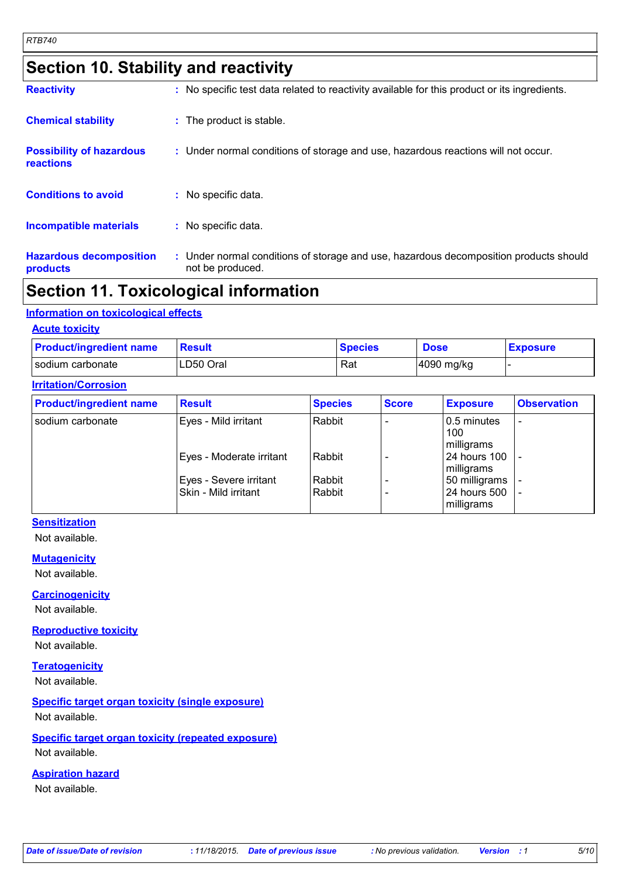# Section 10. Stability and reactivity

**Reactivity** : No specific test data related to reactivity available for this product or its ingredients.

**Chemical stability** : The product is stable.

**Possibility of hazardous reactions** : Under normal conditions of storage and use, hazardous reactions will not occur.

**Conditions to avoid** : No specific data.

**Incompatible materials** : No specific data.

**Hazardous decomposition products** : Under normal conditions of storage and use, hazardous decomposition products should not be produced.

# Section 11. Toxicological information

## Information on toxicological effects

### Acute toxicity

| Product/ingredient name | Result | Species | Dose | Exposure |
|---|---|---|---|---|
| sodium carbonate | LD50 Oral | Rat | 4090 mg/kg | - |

### Irritation/Corrosion

| Product/ingredient name | Result | Species | Score | Exposure | Observation |
|---|---|---|---|---|---|
| sodium carbonate | Eyes - Mild irritant | Rabbit | - | 0.5 minutes 100 milligrams | - |
| | Eyes - Moderate irritant | Rabbit | - | 24 hours 100 milligrams | - |
| | Eyes - Severe irritant | Rabbit | - | 50 milligrams | - |
| | Skin - Mild irritant | Rabbit | - | 24 hours 500 milligrams | - |

### Sensitization

Not available.

### Mutagenicity

Not available.

### Carcinogenicity

Not available.

### Reproductive toxicity

Not available.

### Teratogenicity

Not available.

### Specific target organ toxicity (single exposure)

Not available.

### Specific target organ toxicity (repeated exposure)

Not available.

### Aspiration hazard

Not available.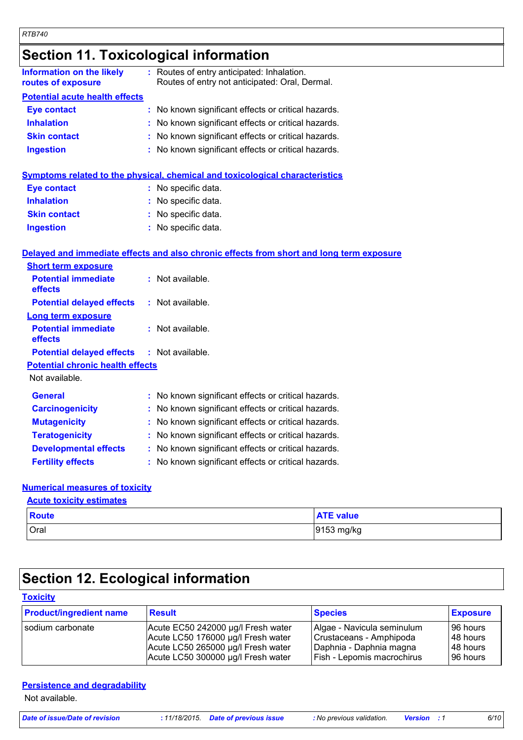# Section 11. Toxicological information

**Information on the likely routes of exposure** : Routes of entry anticipated: Inhalation.
Routes of entry not anticipated: Oral, Dermal.

### Potential acute health effects

**Eye contact** : No known significant effects or critical hazards.
**Inhalation** : No known significant effects or critical hazards.
**Skin contact** : No known significant effects or critical hazards.
**Ingestion** : No known significant effects or critical hazards.

### Symptoms related to the physical, chemical and toxicological characteristics

**Eye contact** : No specific data.
**Inhalation** : No specific data.
**Skin contact** : No specific data.
**Ingestion** : No specific data.

### Delayed and immediate effects and also chronic effects from short and long term exposure

#### Short term exposure

**Potential immediate effects** : Not available.
**Potential delayed effects** : Not available.

#### Long term exposure

**Potential immediate effects** : Not available.
**Potential delayed effects** : Not available.

#### Potential chronic health effects

Not available.

**General** : No known significant effects or critical hazards.
**Carcinogenicity** : No known significant effects or critical hazards.
**Mutagenicity** : No known significant effects or critical hazards.
**Teratogenicity** : No known significant effects or critical hazards.
**Developmental effects** : No known significant effects or critical hazards.
**Fertility effects** : No known significant effects or critical hazards.

### Numerical measures of toxicity

#### Acute toxicity estimates

| Route | ATE value |
|---|---|
| Oral | 9153 mg/kg |

# Section 12. Ecological information

### Toxicity

| Product/ingredient name | Result | Species | Exposure |
|---|---|---|---|
| sodium carbonate | Acute EC50 242000 µg/l Fresh water | Algae - Navicula seminulum | 96 hours |
| | Acute LC50 176000 µg/l Fresh water | Crustaceans - Amphipoda | 48 hours |
| | Acute LC50 265000 µg/l Fresh water | Daphnia - Daphnia magna | 48 hours |
| | Acute LC50 300000 µg/l Fresh water | Fish - Lepomis macrochirus | 96 hours |

### Persistence and degradability

Not available.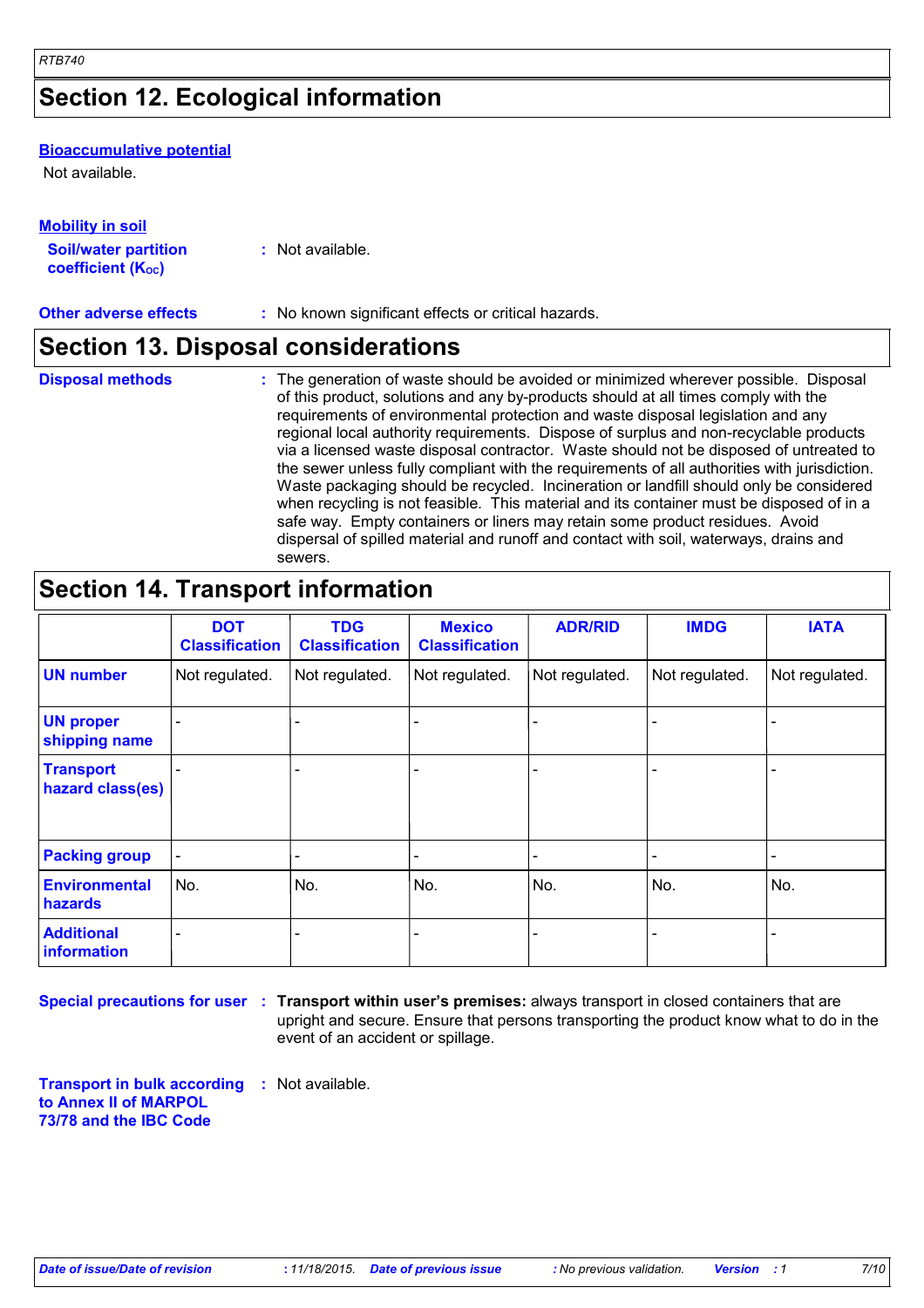## Section 12. Ecological information

**Bioaccumulative potential**

Not available.

**Mobility in soil**

**Soil/water partition coefficient ($K_{OC}$)** : Not available.

**Other adverse effects** : No known significant effects or critical hazards.

## Section 13. Disposal considerations

**Disposal methods** : The generation of waste should be avoided or minimized wherever possible. Disposal of this product, solutions and any by-products should at all times comply with the requirements of environmental protection and waste disposal legislation and any regional local authority requirements. Dispose of surplus and non-recyclable products via a licensed waste disposal contractor. Waste should not be disposed of untreated to the sewer unless fully compliant with the requirements of all authorities with jurisdiction. Waste packaging should be recycled. Incineration or landfill should only be considered when recycling is not feasible. This material and its container must be disposed of in a safe way. Empty containers or liners may retain some product residues. Avoid dispersal of spilled material and runoff and contact with soil, waterways, drains and sewers.

## Section 14. Transport information

| | DOT Classification | TDG Classification | Mexico Classification | ADR/RID | IMDG | IATA |
|---|---|---|---|---|---|---|
| **UN number** | Not regulated. | Not regulated. | Not regulated. | Not regulated. | Not regulated. | Not regulated. |
| **UN proper shipping name** | - | - | - | - | - | - |
| **Transport hazard class(es)** | - | - | - | - | - | - |
| **Packing group** | - | - | - | - | - | - |
| **Environmental hazards** | No. | No. | No. | No. | No. | No. |
| **Additional information** | - | - | - | - | - | - |

**Special precautions for user** : **Transport within user's premises:** always transport in closed containers that are upright and secure. Ensure that persons transporting the product know what to do in the event of an accident or spillage.

**Transport in bulk according to Annex II of MARPOL 73/78 and the IBC Code** : Not available.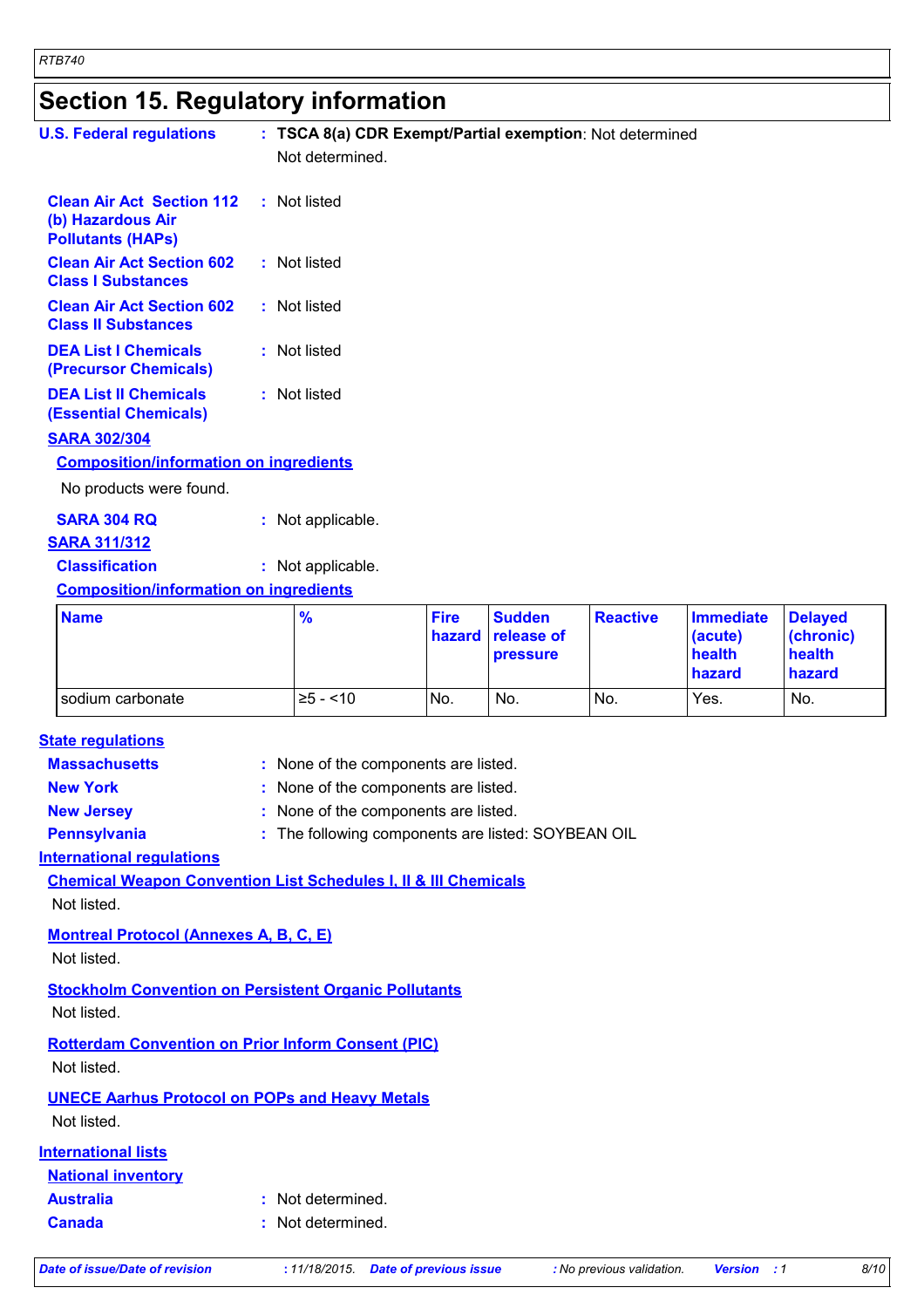## Section 15. Regulatory information

**U.S. Federal regulations** : **TSCA 8(a) CDR Exempt/Partial exemption**: Not determined

Not determined.

**Clean Air Act Section 112 (b) Hazardous Air Pollutants (HAPs)** : Not listed

**Clean Air Act Section 602 Class I Substances** : Not listed

**Clean Air Act Section 602 Class II Substances** : Not listed

**DEA List I Chemicals (Precursor Chemicals)** : Not listed

**DEA List II Chemicals (Essential Chemicals)** : Not listed

**SARA 302/304**

**Composition/information on ingredients**

No products were found.

**SARA 304 RQ** : Not applicable.

**SARA 311/312**

**Classification** : Not applicable.

**Composition/information on ingredients**

| Name | % | Fire hazard | Sudden release of pressure | Reactive | Immediate (acute) health hazard | Delayed (chronic) health hazard |
|---|---|---|---|---|---|---|
| sodium carbonate | ≥5 - <10 | No. | No. | No. | Yes. | No. |

**State regulations**

**Massachusetts** : None of the components are listed.

**New York** : None of the components are listed.

**New Jersey** : None of the components are listed.

**Pennsylvania** : The following components are listed: SOYBEAN OIL

**International regulations**

**Chemical Weapon Convention List Schedules I, II & III Chemicals**

Not listed.

**Montreal Protocol (Annexes A, B, C, E)**

Not listed.

**Stockholm Convention on Persistent Organic Pollutants**

Not listed.

**Rotterdam Convention on Prior Inform Consent (PIC)**

Not listed.

**UNECE Aarhus Protocol on POPs and Heavy Metals**

Not listed.

**International lists**

**National inventory**

**Australia** : Not determined.

**Canada** : Not determined.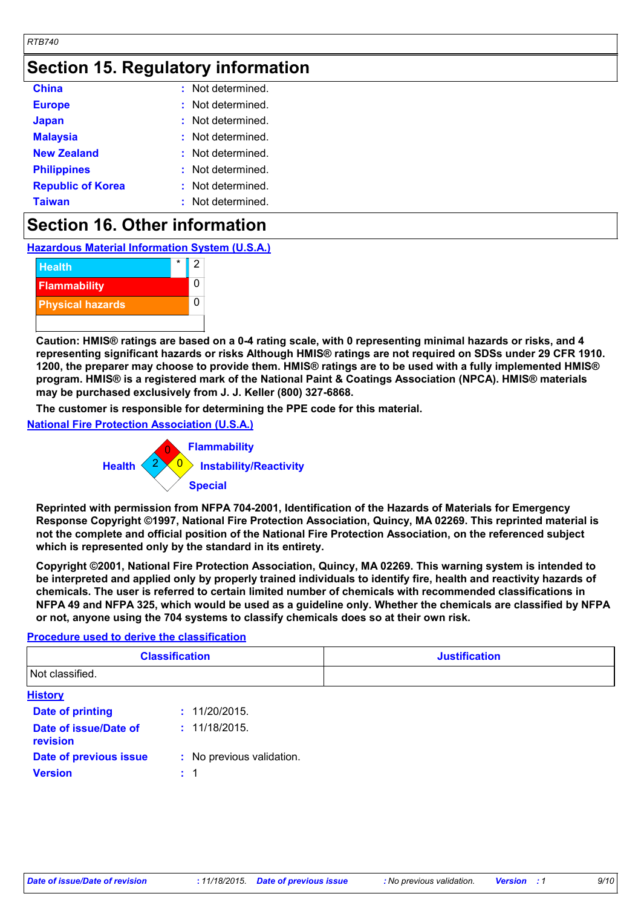## Section 15. Regulatory information

| | |
|---|---|
| **China** | : Not determined. |
| **Europe** | : Not determined. |
| **Japan** | : Not determined. |
| **Malaysia** | : Not determined. |
| **New Zealand** | : Not determined. |
| **Philippines** | : Not determined. |
| **Republic of Korea** | : Not determined. |
| **Taiwan** | : Not determined. |

## Section 16. Other information

**Hazardous Material Information System (U.S.A.)**

| | | |
|---|---|---|
| Health | * | 2 |
| Flammability | | 0 |
| Physical hazards | | 0 |

**Caution: HMIS® ratings are based on a 0-4 rating scale, with 0 representing minimal hazards or risks, and 4 representing significant hazards or risks Although HMIS® ratings are not required on SDSs under 29 CFR 1910. 1200, the preparer may choose to provide them. HMIS® ratings are to be used with a fully implemented HMIS® program. HMIS® is a registered mark of the National Paint & Coatings Association (NPCA). HMIS® materials may be purchased exclusively from J. J. Keller (800) 327-6868.**

**The customer is responsible for determining the PPE code for this material.**

**National Fire Protection Association (U.S.A.)**

- Flammability: 0
- Health: 2
- Instability/Reactivity: 0
- Special:

**Reprinted with permission from NFPA 704-2001, Identification of the Hazards of Materials for Emergency Response Copyright ©1997, National Fire Protection Association, Quincy, MA 02269. This reprinted material is not the complete and official position of the National Fire Protection Association, on the referenced subject which is represented only by the standard in its entirety.**

**Copyright ©2001, National Fire Protection Association, Quincy, MA 02269. This warning system is intended to be interpreted and applied only by properly trained individuals to identify fire, health and reactivity hazards of chemicals. The user is referred to certain limited number of chemicals with recommended classifications in NFPA 49 and NFPA 325, which would be used as a guideline only. Whether the chemicals are classified by NFPA or not, anyone using the 704 systems to classify chemicals does so at their own risk.**

**Procedure used to derive the classification**

| Classification | Justification |
|---|---|
| Not classified. | |

**History**

| | |
|---|---|
| **Date of printing** | : 11/20/2015. |
| **Date of issue/Date of revision** | : 11/18/2015. |
| **Date of previous issue** | : No previous validation. |
| **Version** | : 1 |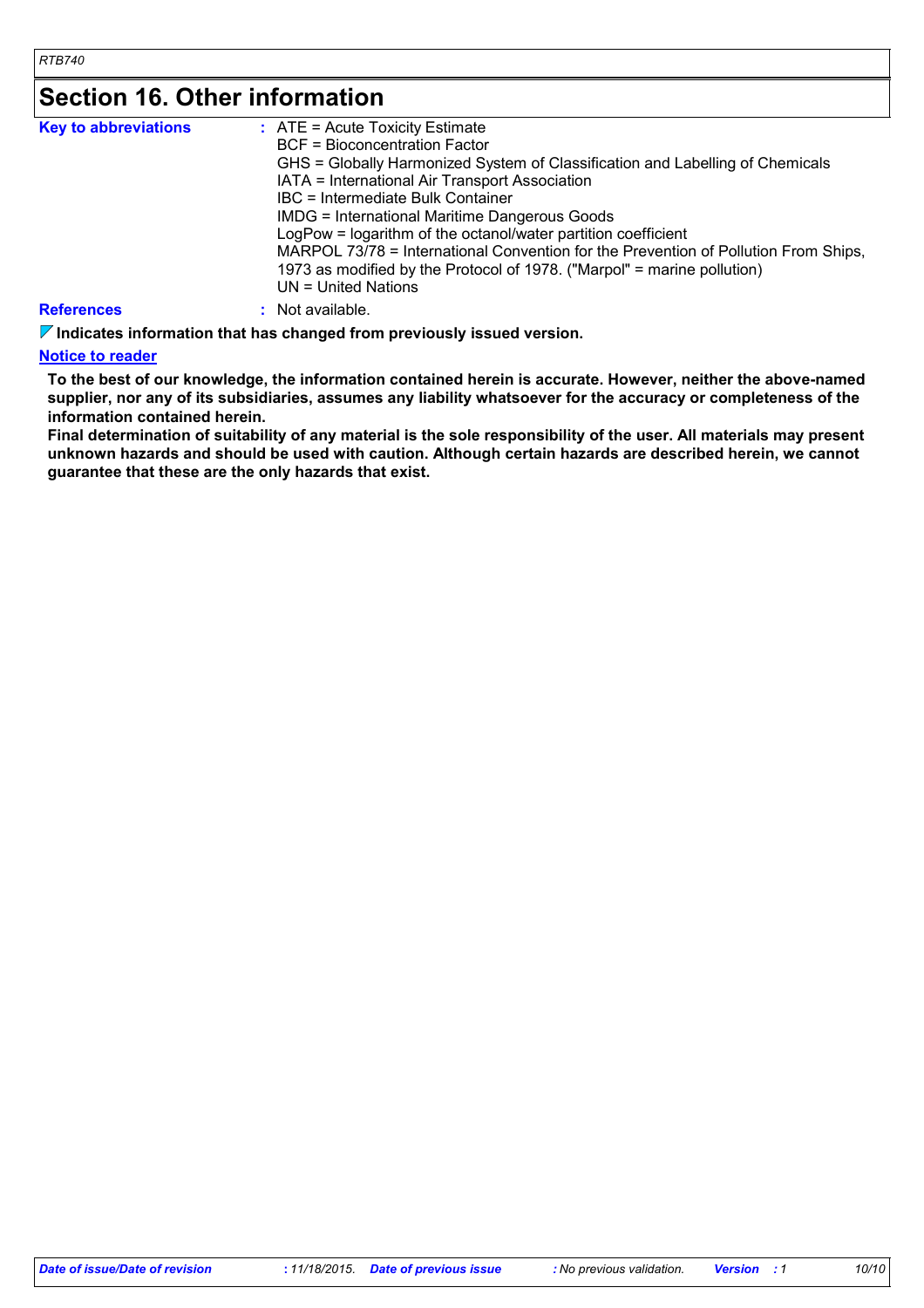## Section 16. Other information

**Key to abbreviations** : ATE = Acute Toxicity Estimate
BCF = Bioconcentration Factor
GHS = Globally Harmonized System of Classification and Labelling of Chemicals
IATA = International Air Transport Association
IBC = Intermediate Bulk Container
IMDG = International Maritime Dangerous Goods
LogPow = logarithm of the octanol/water partition coefficient
MARPOL 73/78 = International Convention for the Prevention of Pollution From Ships, 1973 as modified by the Protocol of 1978. ("Marpol" = marine pollution)
UN = United Nations

**References** : Not available.

**Indicates information that has changed from previously issued version.**

**Notice to reader**

**To the best of our knowledge, the information contained herein is accurate. However, neither the above-named supplier, nor any of its subsidiaries, assumes any liability whatsoever for the accuracy or completeness of the information contained herein.**
**Final determination of suitability of any material is the sole responsibility of the user. All materials may present unknown hazards and should be used with caution. Although certain hazards are described herein, we cannot guarantee that these are the only hazards that exist.**